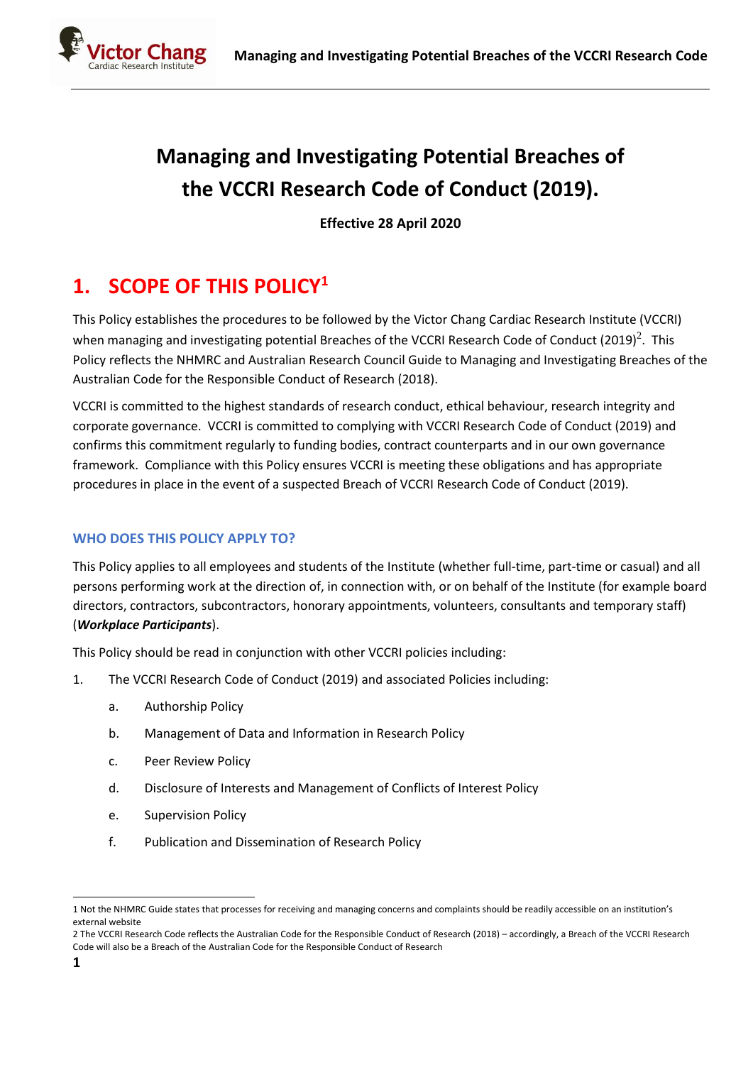# Managing and Investigating Potential Breaches of the VCCRI Research Code of Conduct (2019).

**Effective 28 April 2020**

## 1. SCOPE OF THIS POLICY[1]

This Policy establishes the procedures to be followed by the Victor Chang Cardiac Research Institute (VCCRI) when managing and investigating potential Breaches of the VCCRI Research Code of Conduct (2019)[2]. This Policy reflects the NHMRC and Australian Research Council Guide to Managing and Investigating Breaches of the Australian Code for the Responsible Conduct of Research (2018).

VCCRI is committed to the highest standards of research conduct, ethical behaviour, research integrity and corporate governance. VCCRI is committed to complying with VCCRI Research Code of Conduct (2019) and confirms this commitment regularly to funding bodies, contract counterparts and in our own governance framework. Compliance with this Policy ensures VCCRI is meeting these obligations and has appropriate procedures in place in the event of a suspected Breach of VCCRI Research Code of Conduct (2019).

### WHO DOES THIS POLICY APPLY TO?

This Policy applies to all employees and students of the Institute (whether full-time, part-time or casual) and all persons performing work at the direction of, in connection with, or on behalf of the Institute (for example board directors, contractors, subcontractors, honorary appointments, volunteers, consultants and temporary staff) (***Workplace Participants***).

This Policy should be read in conjunction with other VCCRI policies including:

1. The VCCRI Research Code of Conduct (2019) and associated Policies including:
    a. Authorship Policy
    b. Management of Data and Information in Research Policy
    c. Peer Review Policy
    d. Disclosure of Interests and Management of Conflicts of Interest Policy
    e. Supervision Policy
    f. Publication and Dissemination of Research Policy

---

1 Not the NHMRC Guide states that processes for receiving and managing concerns and complaints should be readily accessible on an institution's external website

2 The VCCRI Research Code reflects the Australian Code for the Responsible Conduct of Research (2018) – accordingly, a Breach of the VCCRI Research Code will also be a Breach of the Australian Code for the Responsible Conduct of Research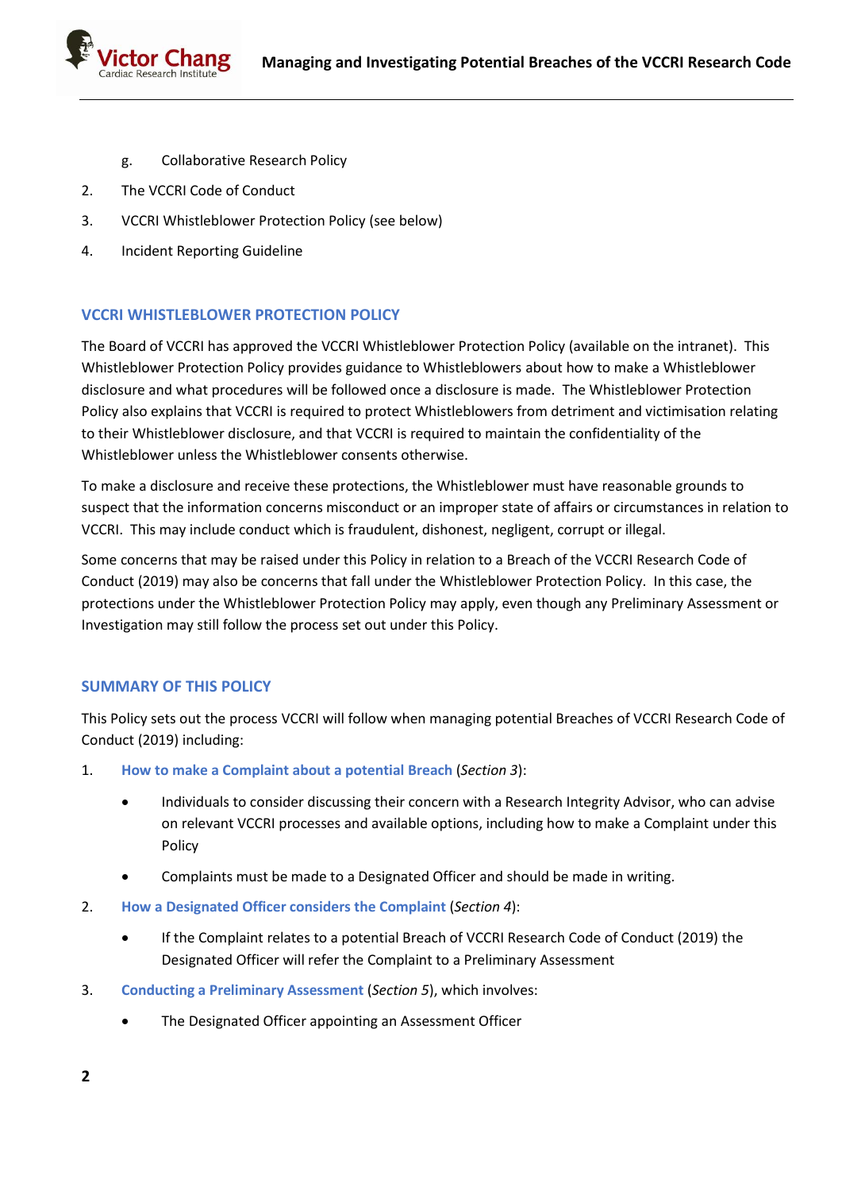g. Collaborative Research Policy

2. The VCCRI Code of Conduct
3. VCCRI Whistleblower Protection Policy (see below)
4. Incident Reporting Guideline

## VCCRI WHISTLEBLOWER PROTECTION POLICY

The Board of VCCRI has approved the VCCRI Whistleblower Protection Policy (available on the intranet). This Whistleblower Protection Policy provides guidance to Whistleblowers about how to make a Whistleblower disclosure and what procedures will be followed once a disclosure is made. The Whistleblower Protection Policy also explains that VCCRI is required to protect Whistleblowers from detriment and victimisation relating to their Whistleblower disclosure, and that VCCRI is required to maintain the confidentiality of the Whistleblower unless the Whistleblower consents otherwise.

To make a disclosure and receive these protections, the Whistleblower must have reasonable grounds to suspect that the information concerns misconduct or an improper state of affairs or circumstances in relation to VCCRI. This may include conduct which is fraudulent, dishonest, negligent, corrupt or illegal.

Some concerns that may be raised under this Policy in relation to a Breach of the VCCRI Research Code of Conduct (2019) may also be concerns that fall under the Whistleblower Protection Policy. In this case, the protections under the Whistleblower Protection Policy may apply, even though any Preliminary Assessment or Investigation may still follow the process set out under this Policy.

## SUMMARY OF THIS POLICY

This Policy sets out the process VCCRI will follow when managing potential Breaches of VCCRI Research Code of Conduct (2019) including:

1. **How to make a Complaint about a potential Breach** (*Section 3*):
   - Individuals to consider discussing their concern with a Research Integrity Advisor, who can advise on relevant VCCRI processes and available options, including how to make a Complaint under this Policy
   - Complaints must be made to a Designated Officer and should be made in writing.
2. **How a Designated Officer considers the Complaint** (*Section 4*):
   - If the Complaint relates to a potential Breach of VCCRI Research Code of Conduct (2019) the Designated Officer will refer the Complaint to a Preliminary Assessment
3. **Conducting a Preliminary Assessment** (*Section 5*), which involves:
   - The Designated Officer appointing an Assessment Officer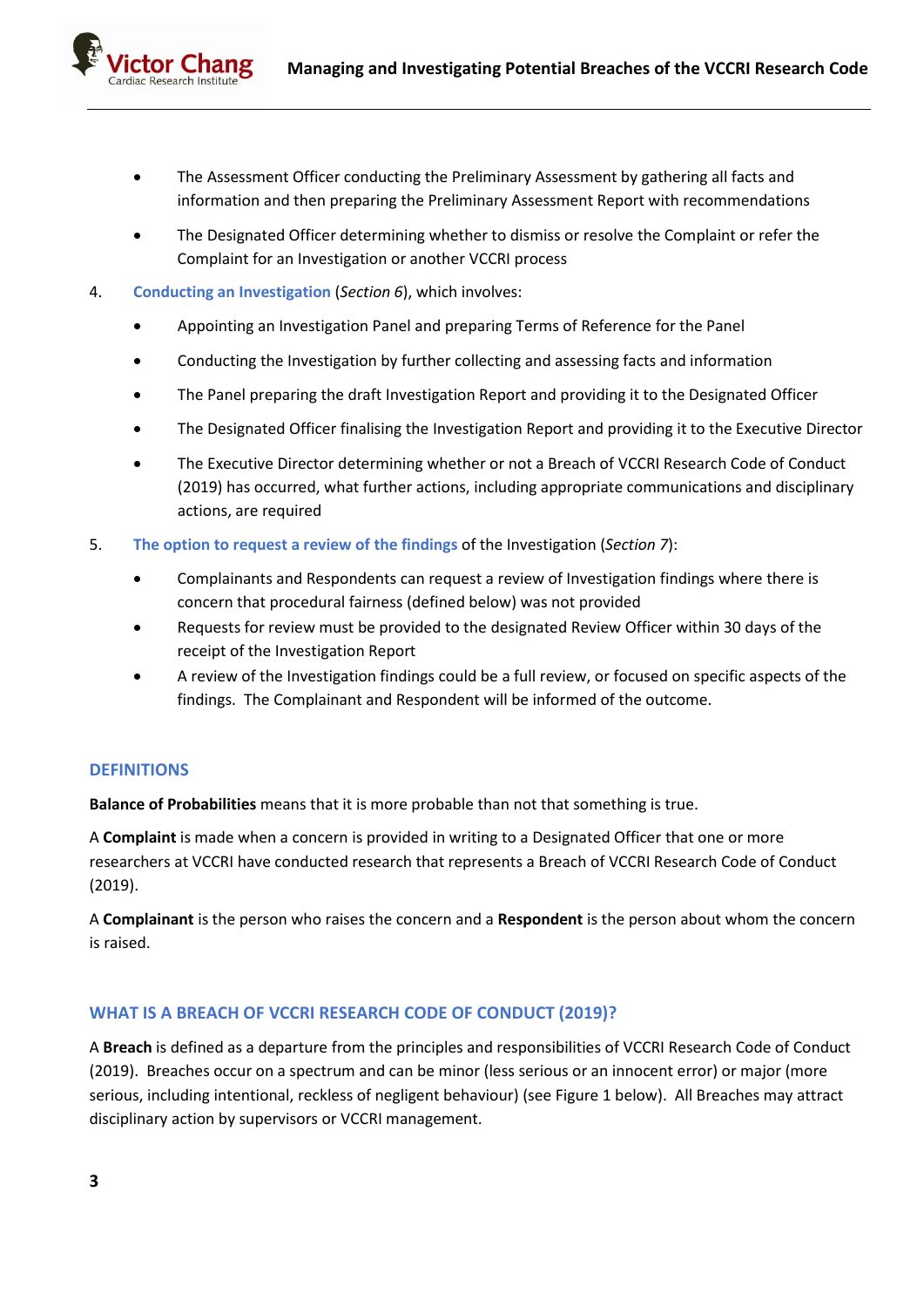- The Assessment Officer conducting the Preliminary Assessment by gathering all facts and information and then preparing the Preliminary Assessment Report with recommendations
- The Designated Officer determining whether to dismiss or resolve the Complaint or refer the Complaint for an Investigation or another VCCRI process

4. **Conducting an Investigation** (*Section 6*), which involves:
   - Appointing an Investigation Panel and preparing Terms of Reference for the Panel
   - Conducting the Investigation by further collecting and assessing facts and information
   - The Panel preparing the draft Investigation Report and providing it to the Designated Officer
   - The Designated Officer finalising the Investigation Report and providing it to the Executive Director
   - The Executive Director determining whether or not a Breach of VCCRI Research Code of Conduct (2019) has occurred, what further actions, including appropriate communications and disciplinary actions, are required

5. **The option to request a review of the findings** of the Investigation (*Section 7*):
   - Complainants and Respondents can request a review of Investigation findings where there is concern that procedural fairness (defined below) was not provided
   - Requests for review must be provided to the designated Review Officer within 30 days of the receipt of the Investigation Report
   - A review of the Investigation findings could be a full review, or focused on specific aspects of the findings. The Complainant and Respondent will be informed of the outcome.

## DEFINITIONS

**Balance of Probabilities** means that it is more probable than not that something is true.

A **Complaint** is made when a concern is provided in writing to a Designated Officer that one or more researchers at VCCRI have conducted research that represents a Breach of VCCRI Research Code of Conduct (2019).

A **Complainant** is the person who raises the concern and a **Respondent** is the person about whom the concern is raised.

## WHAT IS A BREACH OF VCCRI RESEARCH CODE OF CONDUCT (2019)?

A **Breach** is defined as a departure from the principles and responsibilities of VCCRI Research Code of Conduct (2019). Breaches occur on a spectrum and can be minor (less serious or an innocent error) or major (more serious, including intentional, reckless of negligent behaviour) (see Figure 1 below). All Breaches may attract disciplinary action by supervisors or VCCRI management.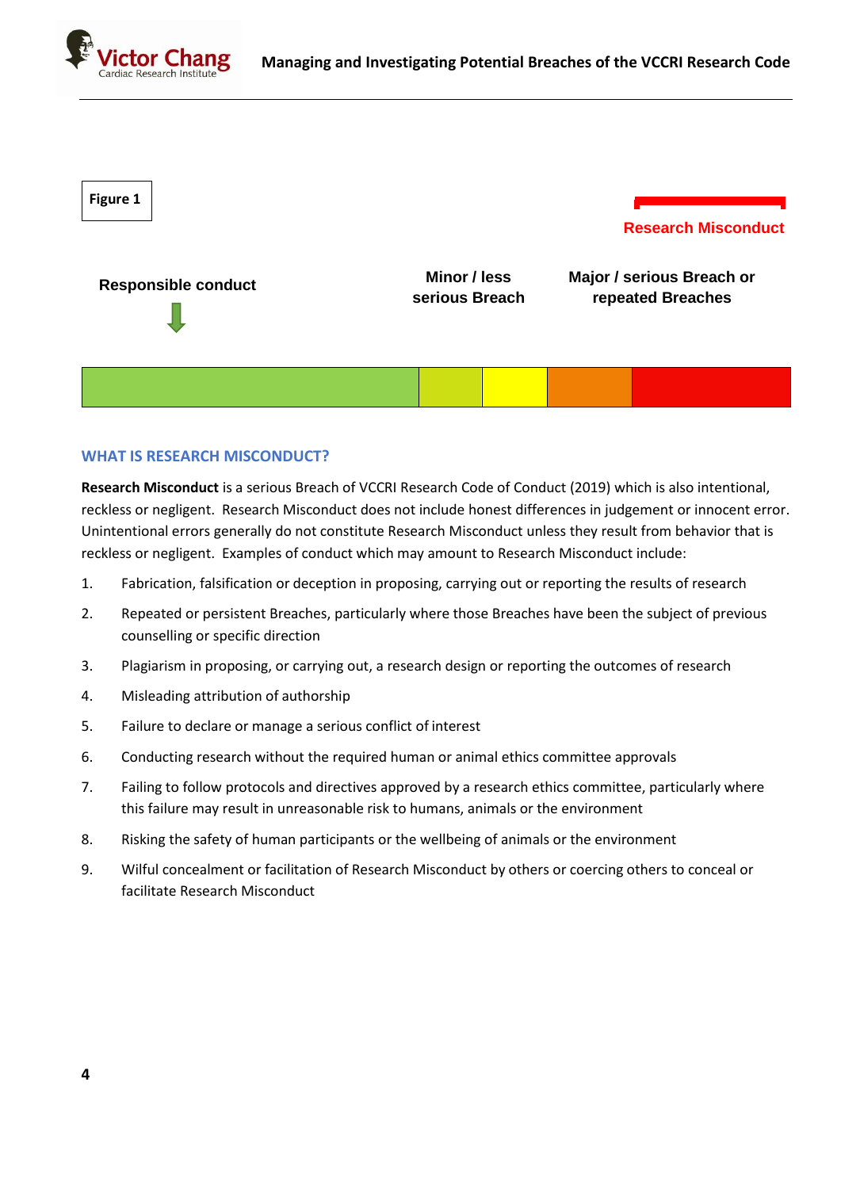**Figure 1**

Research Misconduct

Responsible conduct

Minor / less serious Breach

Major / serious Breach or repeated Breaches

## WHAT IS RESEARCH MISCONDUCT?

**Research Misconduct** is a serious Breach of VCCRI Research Code of Conduct (2019) which is also intentional, reckless or negligent. Research Misconduct does not include honest differences in judgement or innocent error. Unintentional errors generally do not constitute Research Misconduct unless they result from behavior that is reckless or negligent. Examples of conduct which may amount to Research Misconduct include:

1. Fabrication, falsification or deception in proposing, carrying out or reporting the results of research
2. Repeated or persistent Breaches, particularly where those Breaches have been the subject of previous counselling or specific direction
3. Plagiarism in proposing, or carrying out, a research design or reporting the outcomes of research
4. Misleading attribution of authorship
5. Failure to declare or manage a serious conflict of interest
6. Conducting research without the required human or animal ethics committee approvals
7. Failing to follow protocols and directives approved by a research ethics committee, particularly where this failure may result in unreasonable risk to humans, animals or the environment
8. Risking the safety of human participants or the wellbeing of animals or the environment
9. Wilful concealment or facilitation of Research Misconduct by others or coercing others to conceal or facilitate Research Misconduct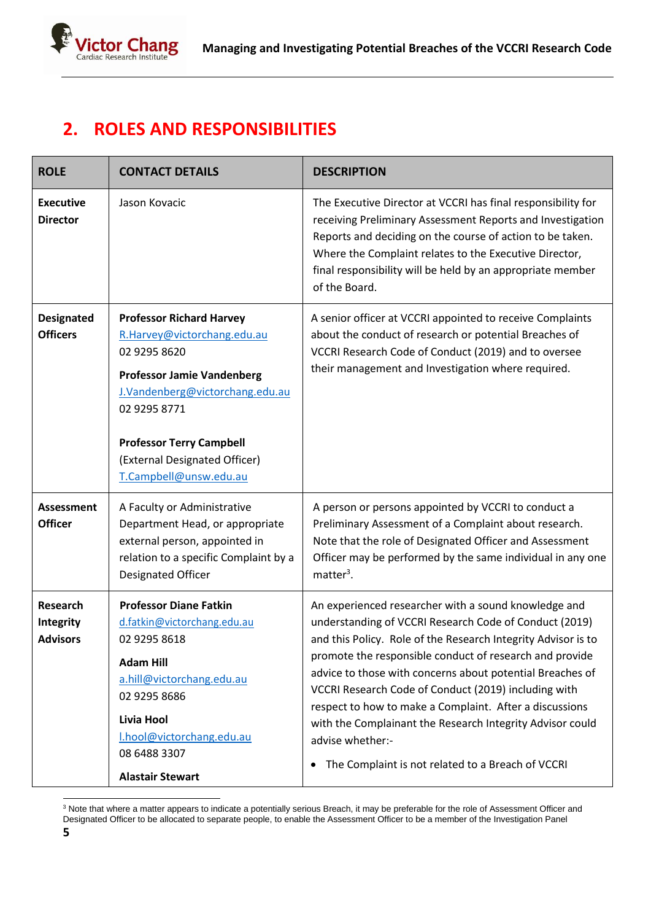## 2. ROLES AND RESPONSIBILITIES

| ROLE | CONTACT DETAILS | DESCRIPTION |
|---|---|---|
| **Executive Director** | Jason Kovacic | The Executive Director at VCCRI has final responsibility for receiving Preliminary Assessment Reports and Investigation Reports and deciding on the course of action to be taken. Where the Complaint relates to the Executive Director, final responsibility will be held by an appropriate member of the Board. |
| **Designated Officers** | **Professor Richard Harvey** R.Harvey@victorchang.edu.au 02 9295 8620 **Professor Jamie Vandenberg** J.Vandenberg@victorchang.edu.au 02 9295 8771 **Professor Terry Campbell** (External Designated Officer) T.Campbell@unsw.edu.au | A senior officer at VCCRI appointed to receive Complaints about the conduct of research or potential Breaches of VCCRI Research Code of Conduct (2019) and to oversee their management and Investigation where required. |
| **Assessment Officer** | A Faculty or Administrative Department Head, or appropriate external person, appointed in relation to a specific Complaint by a Designated Officer | A person or persons appointed by VCCRI to conduct a Preliminary Assessment of a Complaint about research. Note that the role of Designated Officer and Assessment Officer may be performed by the same individual in any one matter[3]. |
| **Research Integrity Advisors** | **Professor Diane Fatkin** d.fatkin@victorchang.edu.au 02 9295 8618 **Adam Hill** a.hill@victorchang.edu.au 02 9295 8686 **Livia Hool** l.hool@victorchang.edu.au 08 6488 3307 **Alastair Stewart** | An experienced researcher with a sound knowledge and understanding of VCCRI Research Code of Conduct (2019) and this Policy. Role of the Research Integrity Advisor is to promote the responsible conduct of research and provide advice to those with concerns about potential Breaches of VCCRI Research Code of Conduct (2019) including with respect to how to make a Complaint. After a discussions with the Complainant the Research Integrity Advisor could advise whether:- • The Complaint is not related to a Breach of VCCRI |

[3] Note that where a matter appears to indicate a potentially serious Breach, it may be preferable for the role of Assessment Officer and Designated Officer to be allocated to separate people, to enable the Assessment Officer to be a member of the Investigation Panel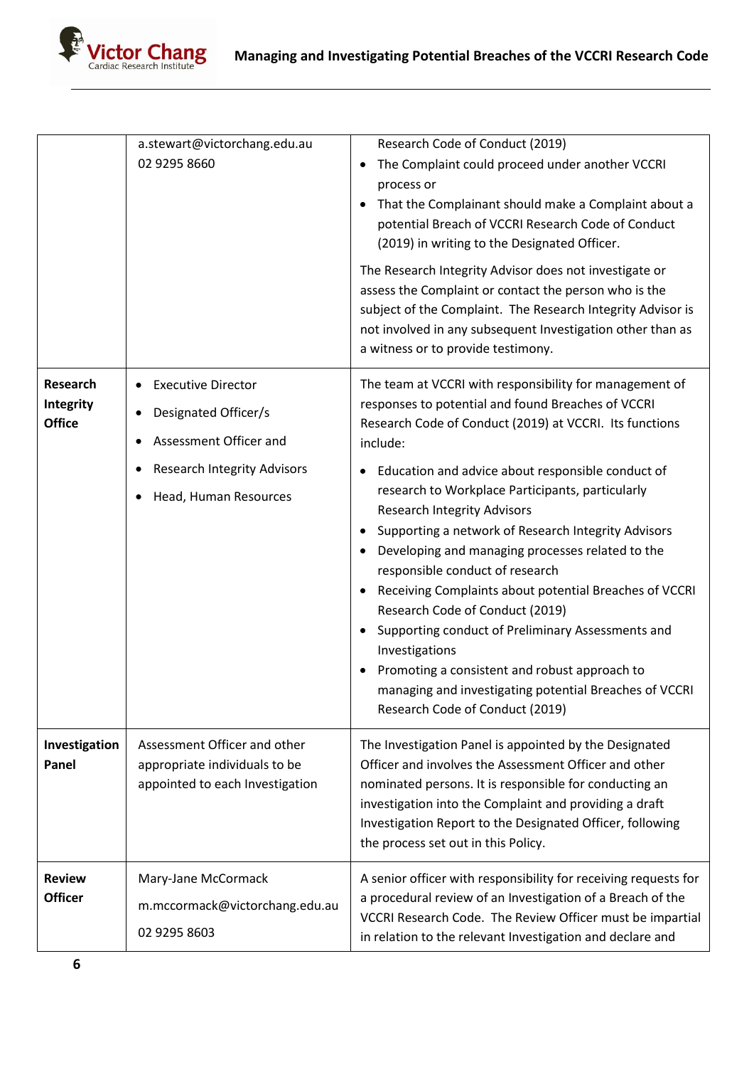|  |  |  |
|---|---|---|
|  | a.stewart@victorchang.edu.au<br>02 9295 8660 | Research Code of Conduct (2019)<br>• The Complaint could proceed under another VCCRI process or<br>• That the Complainant should make a Complaint about a potential Breach of VCCRI Research Code of Conduct (2019) in writing to the Designated Officer.<br><br>The Research Integrity Advisor does not investigate or assess the Complaint or contact the person who is the subject of the Complaint. The Research Integrity Advisor is not involved in any subsequent Investigation other than as a witness or to provide testimony. |
| **Research Integrity Office** | • Executive Director<br>• Designated Officer/s<br>• Assessment Officer and<br>• Research Integrity Advisors<br>• Head, Human Resources | The team at VCCRI with responsibility for management of responses to potential and found Breaches of VCCRI Research Code of Conduct (2019) at VCCRI. Its functions include:<br>• Education and advice about responsible conduct of research to Workplace Participants, particularly Research Integrity Advisors<br>• Supporting a network of Research Integrity Advisors<br>• Developing and managing processes related to the responsible conduct of research<br>• Receiving Complaints about potential Breaches of VCCRI Research Code of Conduct (2019)<br>• Supporting conduct of Preliminary Assessments and Investigations<br>• Promoting a consistent and robust approach to managing and investigating potential Breaches of VCCRI Research Code of Conduct (2019) |
| **Investigation Panel** | Assessment Officer and other appropriate individuals to be appointed to each Investigation | The Investigation Panel is appointed by the Designated Officer and involves the Assessment Officer and other nominated persons. It is responsible for conducting an investigation into the Complaint and providing a draft Investigation Report to the Designated Officer, following the process set out in this Policy. |
| **Review Officer** | Mary-Jane McCormack<br>m.mccormack@victorchang.edu.au<br>02 9295 8603 | A senior officer with responsibility for receiving requests for a procedural review of an Investigation of a Breach of the VCCRI Research Code. The Review Officer must be impartial in relation to the relevant Investigation and declare and |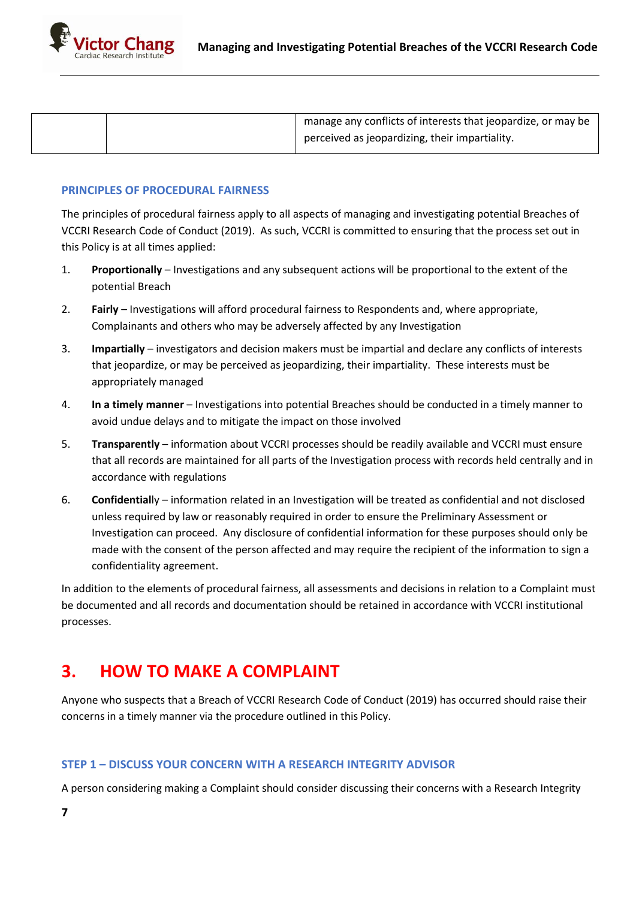| | | manage any conflicts of interests that jeopardize, or may be perceived as jeopardizing, their impartiality. |
|---|---|---|

### PRINCIPLES OF PROCEDURAL FAIRNESS

The principles of procedural fairness apply to all aspects of managing and investigating potential Breaches of VCCRI Research Code of Conduct (2019). As such, VCCRI is committed to ensuring that the process set out in this Policy is at all times applied:

1. **Proportionally** – Investigations and any subsequent actions will be proportional to the extent of the potential Breach
2. **Fairly** – Investigations will afford procedural fairness to Respondents and, where appropriate, Complainants and others who may be adversely affected by any Investigation
3. **Impartially** – investigators and decision makers must be impartial and declare any conflicts of interests that jeopardize, or may be perceived as jeopardizing, their impartiality. These interests must be appropriately managed
4. **In a timely manner** – Investigations into potential Breaches should be conducted in a timely manner to avoid undue delays and to mitigate the impact on those involved
5. **Transparently** – information about VCCRI processes should be readily available and VCCRI must ensure that all records are maintained for all parts of the Investigation process with records held centrally and in accordance with regulations
6. **Confidential**ly – information related in an Investigation will be treated as confidential and not disclosed unless required by law or reasonably required in order to ensure the Preliminary Assessment or Investigation can proceed. Any disclosure of confidential information for these purposes should only be made with the consent of the person affected and may require the recipient of the information to sign a confidentiality agreement.

In addition to the elements of procedural fairness, all assessments and decisions in relation to a Complaint must be documented and all records and documentation should be retained in accordance with VCCRI institutional processes.

## 3. HOW TO MAKE A COMPLAINT

Anyone who suspects that a Breach of VCCRI Research Code of Conduct (2019) has occurred should raise their concerns in a timely manner via the procedure outlined in this Policy.

### STEP 1 – DISCUSS YOUR CONCERN WITH A RESEARCH INTEGRITY ADVISOR

A person considering making a Complaint should consider discussing their concerns with a Research Integrity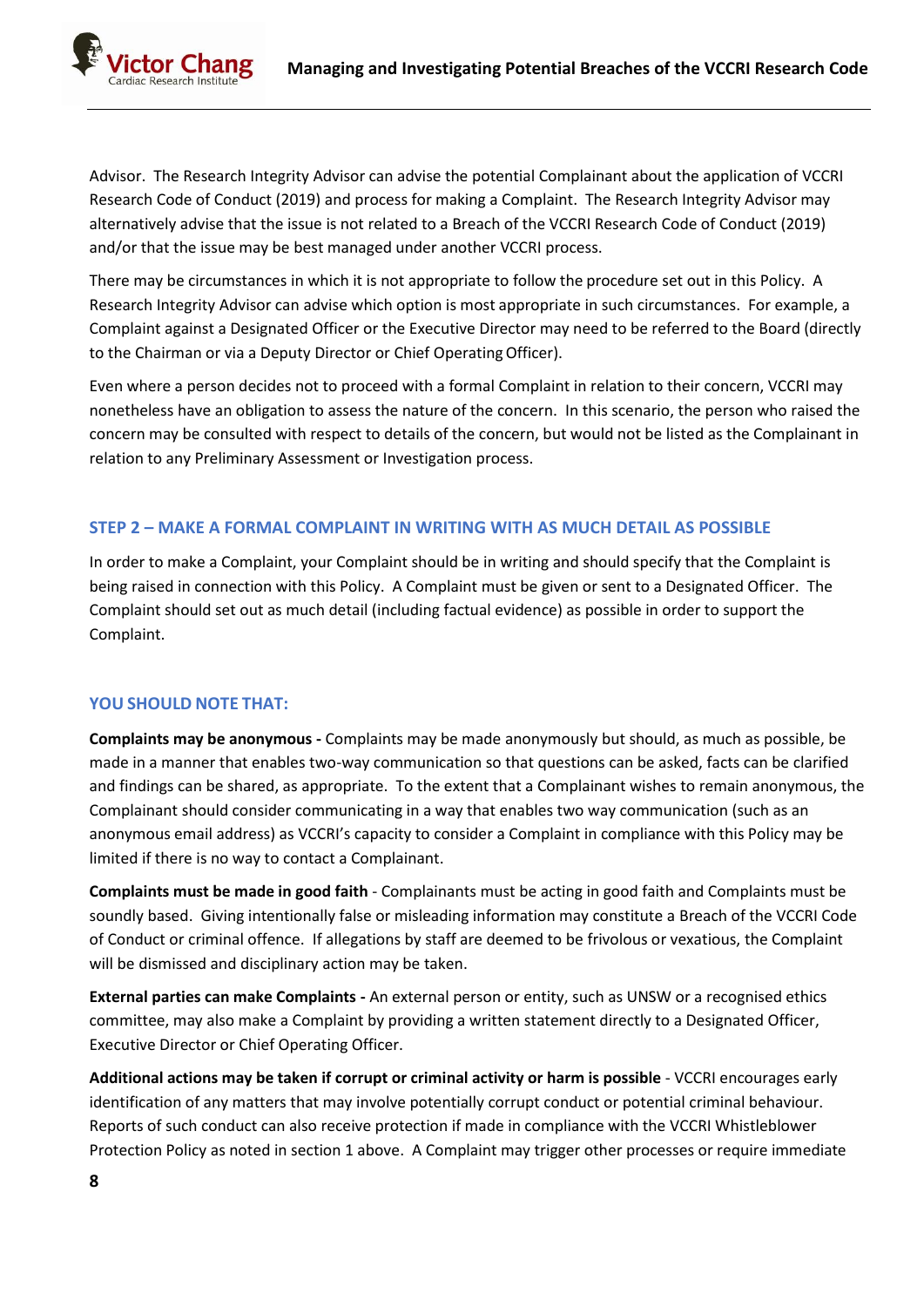Advisor. The Research Integrity Advisor can advise the potential Complainant about the application of VCCRI Research Code of Conduct (2019) and process for making a Complaint. The Research Integrity Advisor may alternatively advise that the issue is not related to a Breach of the VCCRI Research Code of Conduct (2019) and/or that the issue may be best managed under another VCCRI process.

There may be circumstances in which it is not appropriate to follow the procedure set out in this Policy. A Research Integrity Advisor can advise which option is most appropriate in such circumstances. For example, a Complaint against a Designated Officer or the Executive Director may need to be referred to the Board (directly to the Chairman or via a Deputy Director or Chief Operating Officer).

Even where a person decides not to proceed with a formal Complaint in relation to their concern, VCCRI may nonetheless have an obligation to assess the nature of the concern. In this scenario, the person who raised the concern may be consulted with respect to details of the concern, but would not be listed as the Complainant in relation to any Preliminary Assessment or Investigation process.

### STEP 2 – MAKE A FORMAL COMPLAINT IN WRITING WITH AS MUCH DETAIL AS POSSIBLE

In order to make a Complaint, your Complaint should be in writing and should specify that the Complaint is being raised in connection with this Policy. A Complaint must be given or sent to a Designated Officer. The Complaint should set out as much detail (including factual evidence) as possible in order to support the Complaint.

### YOU SHOULD NOTE THAT:

**Complaints may be anonymous -** Complaints may be made anonymously but should, as much as possible, be made in a manner that enables two-way communication so that questions can be asked, facts can be clarified and findings can be shared, as appropriate. To the extent that a Complainant wishes to remain anonymous, the Complainant should consider communicating in a way that enables two way communication (such as an anonymous email address) as VCCRI's capacity to consider a Complaint in compliance with this Policy may be limited if there is no way to contact a Complainant.

**Complaints must be made in good faith** - Complainants must be acting in good faith and Complaints must be soundly based. Giving intentionally false or misleading information may constitute a Breach of the VCCRI Code of Conduct or criminal offence. If allegations by staff are deemed to be frivolous or vexatious, the Complaint will be dismissed and disciplinary action may be taken.

**External parties can make Complaints -** An external person or entity, such as UNSW or a recognised ethics committee, may also make a Complaint by providing a written statement directly to a Designated Officer, Executive Director or Chief Operating Officer.

**Additional actions may be taken if corrupt or criminal activity or harm is possible** - VCCRI encourages early identification of any matters that may involve potentially corrupt conduct or potential criminal behaviour. Reports of such conduct can also receive protection if made in compliance with the VCCRI Whistleblower Protection Policy as noted in section 1 above. A Complaint may trigger other processes or require immediate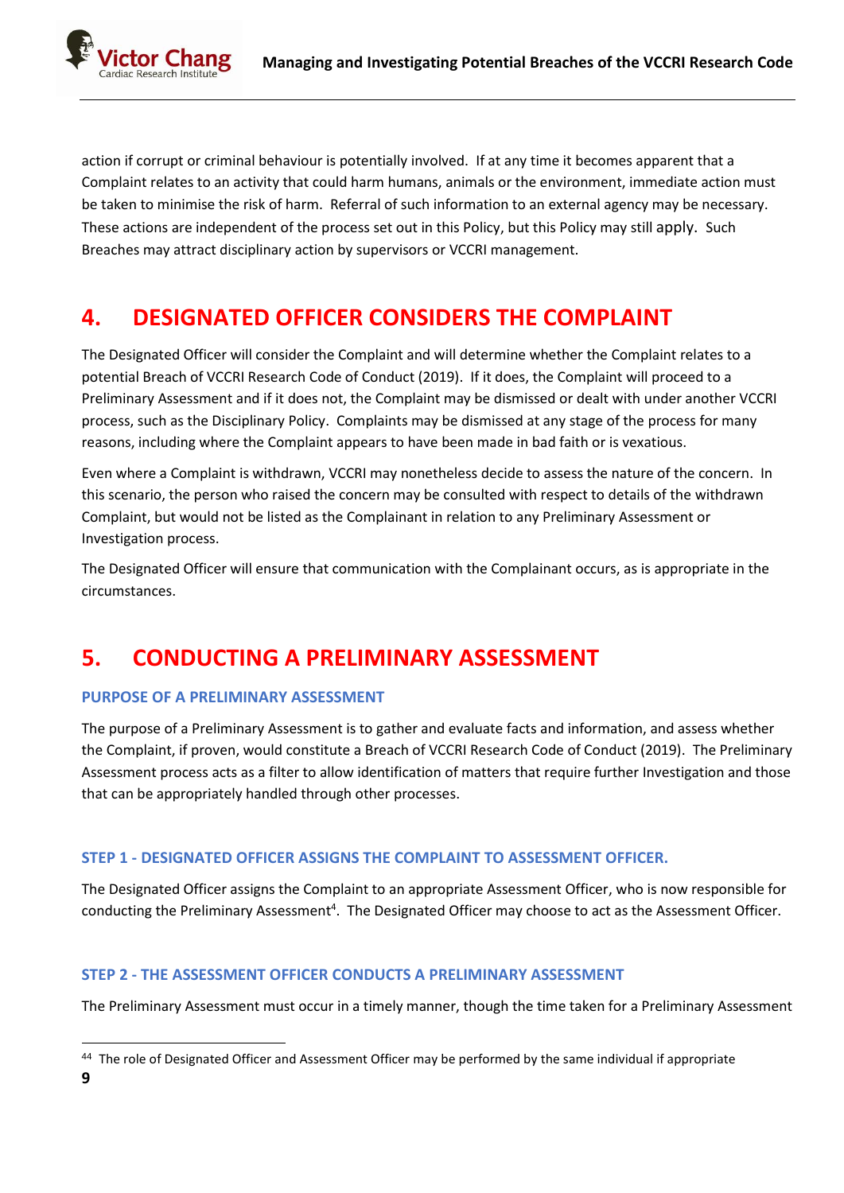action if corrupt or criminal behaviour is potentially involved. If at any time it becomes apparent that a Complaint relates to an activity that could harm humans, animals or the environment, immediate action must be taken to minimise the risk of harm. Referral of such information to an external agency may be necessary. These actions are independent of the process set out in this Policy, but this Policy may still apply. Such Breaches may attract disciplinary action by supervisors or VCCRI management.

# 4. DESIGNATED OFFICER CONSIDERS THE COMPLAINT

The Designated Officer will consider the Complaint and will determine whether the Complaint relates to a potential Breach of VCCRI Research Code of Conduct (2019). If it does, the Complaint will proceed to a Preliminary Assessment and if it does not, the Complaint may be dismissed or dealt with under another VCCRI process, such as the Disciplinary Policy. Complaints may be dismissed at any stage of the process for many reasons, including where the Complaint appears to have been made in bad faith or is vexatious.

Even where a Complaint is withdrawn, VCCRI may nonetheless decide to assess the nature of the concern. In this scenario, the person who raised the concern may be consulted with respect to details of the withdrawn Complaint, but would not be listed as the Complainant in relation to any Preliminary Assessment or Investigation process.

The Designated Officer will ensure that communication with the Complainant occurs, as is appropriate in the circumstances.

# 5. CONDUCTING A PRELIMINARY ASSESSMENT

### PURPOSE OF A PRELIMINARY ASSESSMENT

The purpose of a Preliminary Assessment is to gather and evaluate facts and information, and assess whether the Complaint, if proven, would constitute a Breach of VCCRI Research Code of Conduct (2019). The Preliminary Assessment process acts as a filter to allow identification of matters that require further Investigation and those that can be appropriately handled through other processes.

### STEP 1 - DESIGNATED OFFICER ASSIGNS THE COMPLAINT TO ASSESSMENT OFFICER.

The Designated Officer assigns the Complaint to an appropriate Assessment Officer, who is now responsible for conducting the Preliminary Assessment[4]. The Designated Officer may choose to act as the Assessment Officer.

### STEP 2 - THE ASSESSMENT OFFICER CONDUCTS A PRELIMINARY ASSESSMENT

The Preliminary Assessment must occur in a timely manner, though the time taken for a Preliminary Assessment

---

[4] The role of Designated Officer and Assessment Officer may be performed by the same individual if appropriate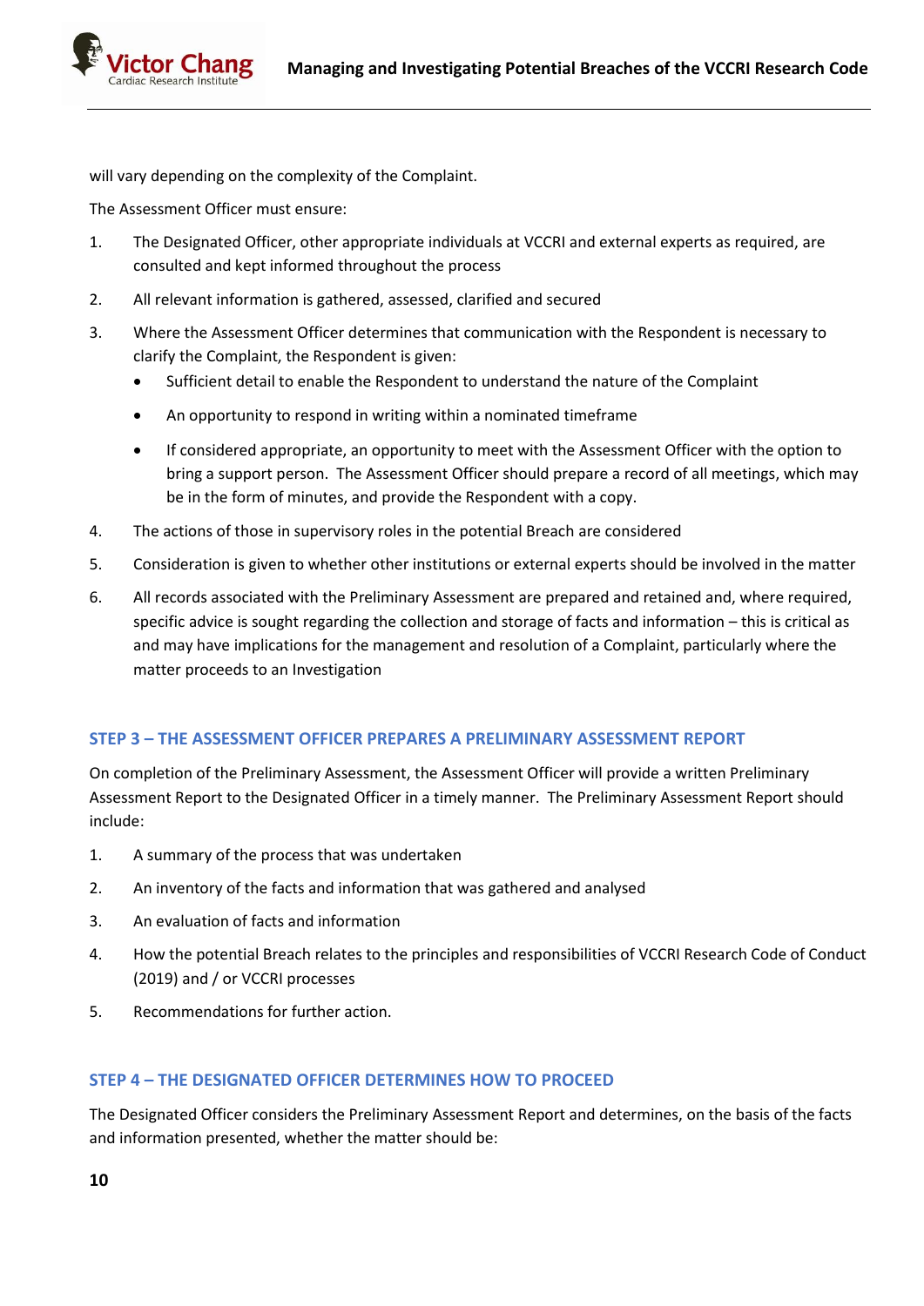will vary depending on the complexity of the Complaint.

The Assessment Officer must ensure:

1. The Designated Officer, other appropriate individuals at VCCRI and external experts as required, are consulted and kept informed throughout the process
2. All relevant information is gathered, assessed, clarified and secured
3. Where the Assessment Officer determines that communication with the Respondent is necessary to clarify the Complaint, the Respondent is given:
   - Sufficient detail to enable the Respondent to understand the nature of the Complaint
   - An opportunity to respond in writing within a nominated timeframe
   - If considered appropriate, an opportunity to meet with the Assessment Officer with the option to bring a support person. The Assessment Officer should prepare a record of all meetings, which may be in the form of minutes, and provide the Respondent with a copy.
4. The actions of those in supervisory roles in the potential Breach are considered
5. Consideration is given to whether other institutions or external experts should be involved in the matter
6. All records associated with the Preliminary Assessment are prepared and retained and, where required, specific advice is sought regarding the collection and storage of facts and information – this is critical as and may have implications for the management and resolution of a Complaint, particularly where the matter proceeds to an Investigation

### STEP 3 – THE ASSESSMENT OFFICER PREPARES A PRELIMINARY ASSESSMENT REPORT

On completion of the Preliminary Assessment, the Assessment Officer will provide a written Preliminary Assessment Report to the Designated Officer in a timely manner. The Preliminary Assessment Report should include:

1. A summary of the process that was undertaken
2. An inventory of the facts and information that was gathered and analysed
3. An evaluation of facts and information
4. How the potential Breach relates to the principles and responsibilities of VCCRI Research Code of Conduct (2019) and / or VCCRI processes
5. Recommendations for further action.

### STEP 4 – THE DESIGNATED OFFICER DETERMINES HOW TO PROCEED

The Designated Officer considers the Preliminary Assessment Report and determines, on the basis of the facts and information presented, whether the matter should be: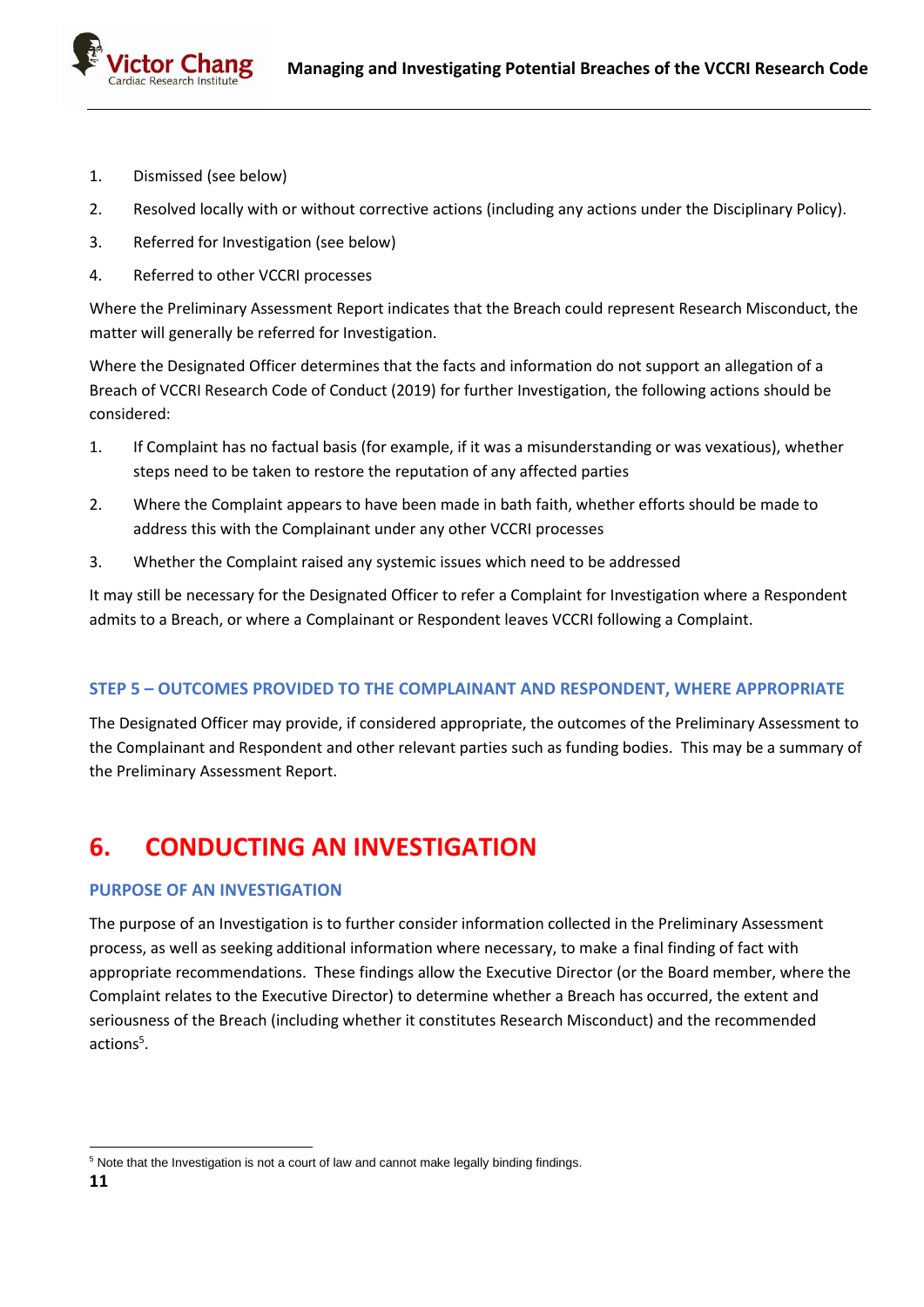1. Dismissed (see below)
2. Resolved locally with or without corrective actions (including any actions under the Disciplinary Policy).
3. Referred for Investigation (see below)
4. Referred to other VCCRI processes

Where the Preliminary Assessment Report indicates that the Breach could represent Research Misconduct, the matter will generally be referred for Investigation.

Where the Designated Officer determines that the facts and information do not support an allegation of a Breach of VCCRI Research Code of Conduct (2019) for further Investigation, the following actions should be considered:

1. If Complaint has no factual basis (for example, if it was a misunderstanding or was vexatious), whether steps need to be taken to restore the reputation of any affected parties
2. Where the Complaint appears to have been made in bath faith, whether efforts should be made to address this with the Complainant under any other VCCRI processes
3. Whether the Complaint raised any systemic issues which need to be addressed

It may still be necessary for the Designated Officer to refer a Complaint for Investigation where a Respondent admits to a Breach, or where a Complainant or Respondent leaves VCCRI following a Complaint.

### STEP 5 – OUTCOMES PROVIDED TO THE COMPLAINANT AND RESPONDENT, WHERE APPROPRIATE

The Designated Officer may provide, if considered appropriate, the outcomes of the Preliminary Assessment to the Complainant and Respondent and other relevant parties such as funding bodies. This may be a summary of the Preliminary Assessment Report.

# 6. CONDUCTING AN INVESTIGATION

### PURPOSE OF AN INVESTIGATION

The purpose of an Investigation is to further consider information collected in the Preliminary Assessment process, as well as seeking additional information where necessary, to make a final finding of fact with appropriate recommendations. These findings allow the Executive Director (or the Board member, where the Complaint relates to the Executive Director) to determine whether a Breach has occurred, the extent and seriousness of the Breach (including whether it constitutes Research Misconduct) and the recommended actions[5].

[5] Note that the Investigation is not a court of law and cannot make legally binding findings.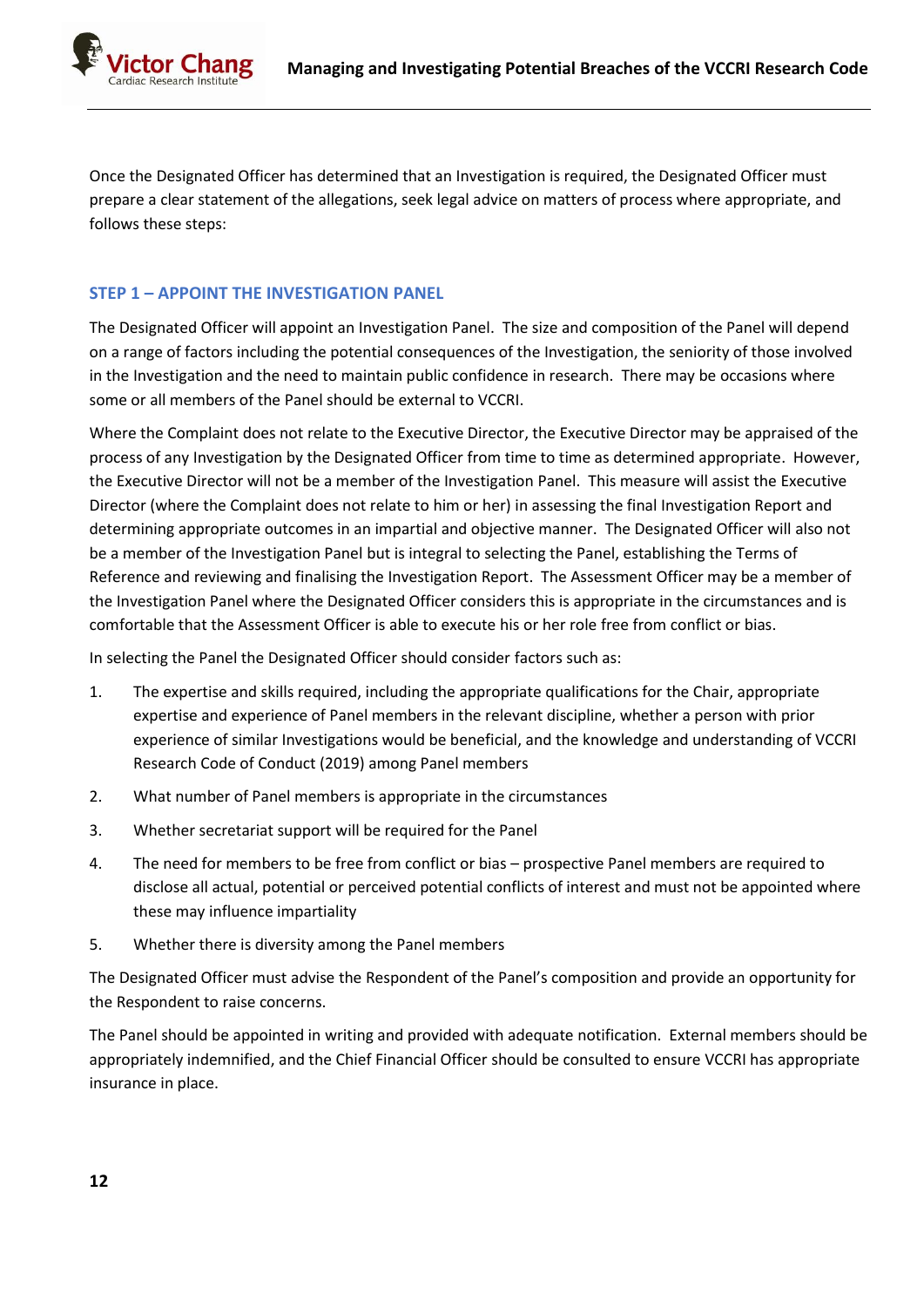Once the Designated Officer has determined that an Investigation is required, the Designated Officer must prepare a clear statement of the allegations, seek legal advice on matters of process where appropriate, and follows these steps:

## STEP 1 – APPOINT THE INVESTIGATION PANEL

The Designated Officer will appoint an Investigation Panel. The size and composition of the Panel will depend on a range of factors including the potential consequences of the Investigation, the seniority of those involved in the Investigation and the need to maintain public confidence in research. There may be occasions where some or all members of the Panel should be external to VCCRI.

Where the Complaint does not relate to the Executive Director, the Executive Director may be appraised of the process of any Investigation by the Designated Officer from time to time as determined appropriate. However, the Executive Director will not be a member of the Investigation Panel. This measure will assist the Executive Director (where the Complaint does not relate to him or her) in assessing the final Investigation Report and determining appropriate outcomes in an impartial and objective manner. The Designated Officer will also not be a member of the Investigation Panel but is integral to selecting the Panel, establishing the Terms of Reference and reviewing and finalising the Investigation Report. The Assessment Officer may be a member of the Investigation Panel where the Designated Officer considers this is appropriate in the circumstances and is comfortable that the Assessment Officer is able to execute his or her role free from conflict or bias.

In selecting the Panel the Designated Officer should consider factors such as:

1. The expertise and skills required, including the appropriate qualifications for the Chair, appropriate expertise and experience of Panel members in the relevant discipline, whether a person with prior experience of similar Investigations would be beneficial, and the knowledge and understanding of VCCRI Research Code of Conduct (2019) among Panel members
2. What number of Panel members is appropriate in the circumstances
3. Whether secretariat support will be required for the Panel
4. The need for members to be free from conflict or bias – prospective Panel members are required to disclose all actual, potential or perceived potential conflicts of interest and must not be appointed where these may influence impartiality
5. Whether there is diversity among the Panel members

The Designated Officer must advise the Respondent of the Panel's composition and provide an opportunity for the Respondent to raise concerns.

The Panel should be appointed in writing and provided with adequate notification. External members should be appropriately indemnified, and the Chief Financial Officer should be consulted to ensure VCCRI has appropriate insurance in place.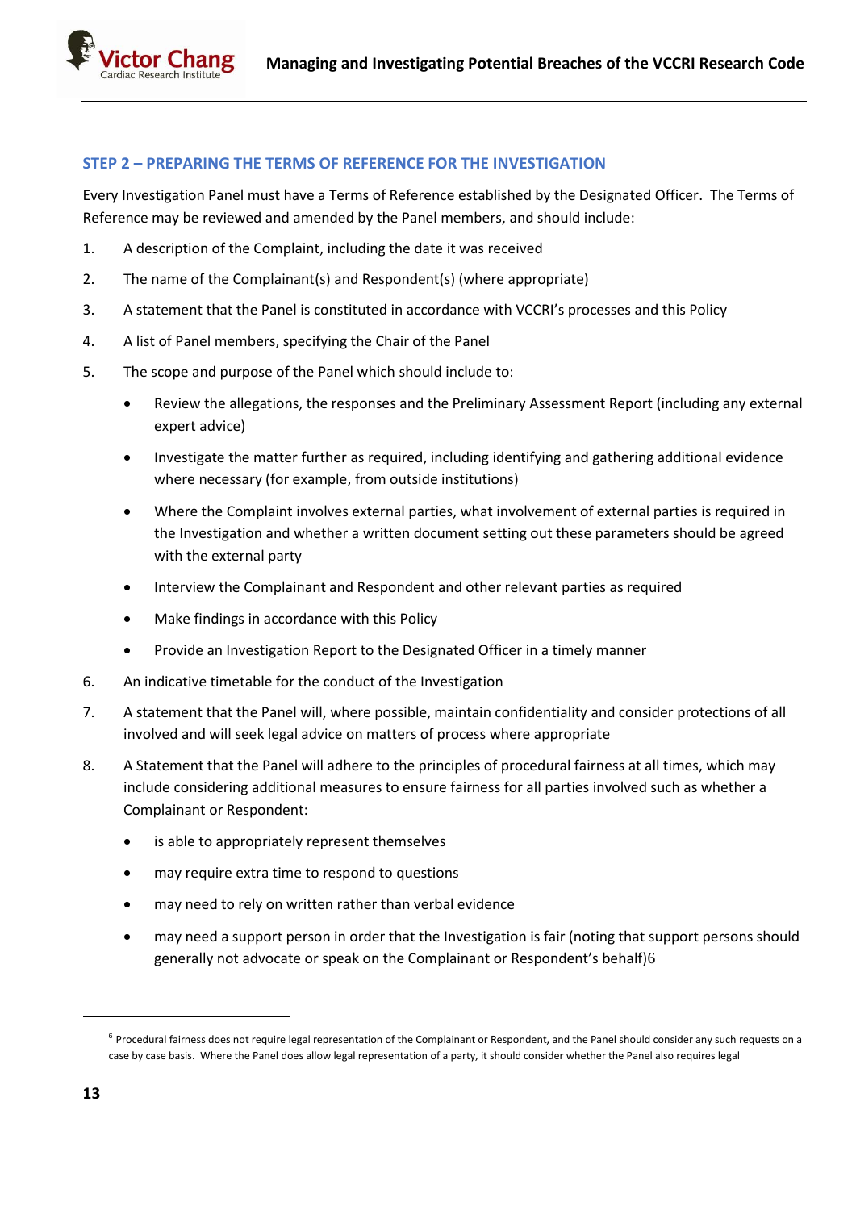### STEP 2 – PREPARING THE TERMS OF REFERENCE FOR THE INVESTIGATION

Every Investigation Panel must have a Terms of Reference established by the Designated Officer. The Terms of Reference may be reviewed and amended by the Panel members, and should include:

1. A description of the Complaint, including the date it was received
2. The name of the Complainant(s) and Respondent(s) (where appropriate)
3. A statement that the Panel is constituted in accordance with VCCRI's processes and this Policy
4. A list of Panel members, specifying the Chair of the Panel
5. The scope and purpose of the Panel which should include to:
   - Review the allegations, the responses and the Preliminary Assessment Report (including any external expert advice)
   - Investigate the matter further as required, including identifying and gathering additional evidence where necessary (for example, from outside institutions)
   - Where the Complaint involves external parties, what involvement of external parties is required in the Investigation and whether a written document setting out these parameters should be agreed with the external party
   - Interview the Complainant and Respondent and other relevant parties as required
   - Make findings in accordance with this Policy
   - Provide an Investigation Report to the Designated Officer in a timely manner
6. An indicative timetable for the conduct of the Investigation
7. A statement that the Panel will, where possible, maintain confidentiality and consider protections of all involved and will seek legal advice on matters of process where appropriate
8. A Statement that the Panel will adhere to the principles of procedural fairness at all times, which may include considering additional measures to ensure fairness for all parties involved such as whether a Complainant or Respondent:
   - is able to appropriately represent themselves
   - may require extra time to respond to questions
   - may need to rely on written rather than verbal evidence
   - may need a support person in order that the Investigation is fair (noting that support persons should generally not advocate or speak on the Complainant or Respondent's behalf)[6]

[6] Procedural fairness does not require legal representation of the Complainant or Respondent, and the Panel should consider any such requests on a case by case basis. Where the Panel does allow legal representation of a party, it should consider whether the Panel also requires legal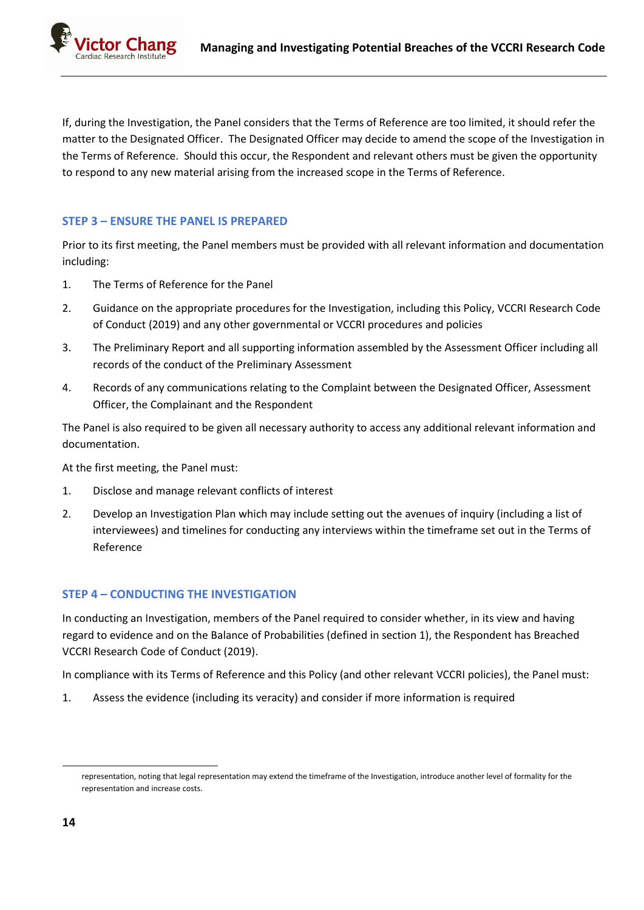If, during the Investigation, the Panel considers that the Terms of Reference are too limited, it should refer the matter to the Designated Officer. The Designated Officer may decide to amend the scope of the Investigation in the Terms of Reference. Should this occur, the Respondent and relevant others must be given the opportunity to respond to any new material arising from the increased scope in the Terms of Reference.

### STEP 3 – ENSURE THE PANEL IS PREPARED

Prior to its first meeting, the Panel members must be provided with all relevant information and documentation including:

1. The Terms of Reference for the Panel
2. Guidance on the appropriate procedures for the Investigation, including this Policy, VCCRI Research Code of Conduct (2019) and any other governmental or VCCRI procedures and policies
3. The Preliminary Report and all supporting information assembled by the Assessment Officer including all records of the conduct of the Preliminary Assessment
4. Records of any communications relating to the Complaint between the Designated Officer, Assessment Officer, the Complainant and the Respondent

The Panel is also required to be given all necessary authority to access any additional relevant information and documentation.

At the first meeting, the Panel must:

1. Disclose and manage relevant conflicts of interest
2. Develop an Investigation Plan which may include setting out the avenues of inquiry (including a list of interviewees) and timelines for conducting any interviews within the timeframe set out in the Terms of Reference

### STEP 4 – CONDUCTING THE INVESTIGATION

In conducting an Investigation, members of the Panel required to consider whether, in its view and having regard to evidence and on the Balance of Probabilities (defined in section 1), the Respondent has Breached VCCRI Research Code of Conduct (2019).

In compliance with its Terms of Reference and this Policy (and other relevant VCCRI policies), the Panel must:

1. Assess the evidence (including its veracity) and consider if more information is required

---

representation, noting that legal representation may extend the timeframe of the Investigation, introduce another level of formality for the representation and increase costs.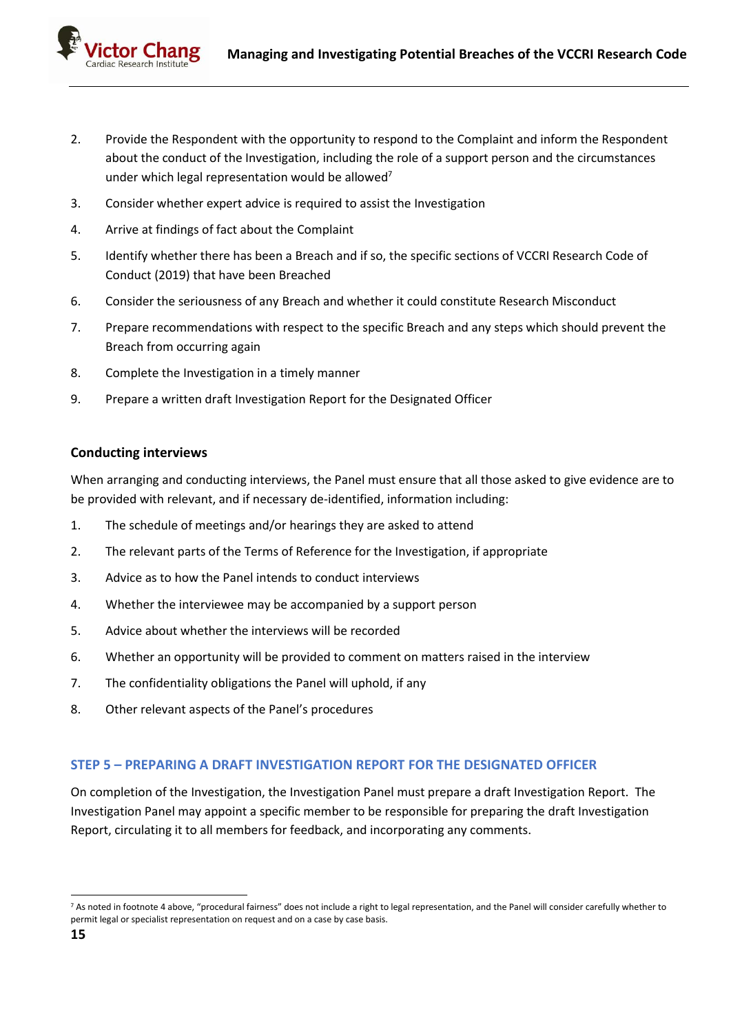2. Provide the Respondent with the opportunity to respond to the Complaint and inform the Respondent about the conduct of the Investigation, including the role of a support person and the circumstances under which legal representation would be allowed[7]
3. Consider whether expert advice is required to assist the Investigation
4. Arrive at findings of fact about the Complaint
5. Identify whether there has been a Breach and if so, the specific sections of VCCRI Research Code of Conduct (2019) that have been Breached
6. Consider the seriousness of any Breach and whether it could constitute Research Misconduct
7. Prepare recommendations with respect to the specific Breach and any steps which should prevent the Breach from occurring again
8. Complete the Investigation in a timely manner
9. Prepare a written draft Investigation Report for the Designated Officer

### Conducting interviews

When arranging and conducting interviews, the Panel must ensure that all those asked to give evidence are to be provided with relevant, and if necessary de-identified, information including:

1. The schedule of meetings and/or hearings they are asked to attend
2. The relevant parts of the Terms of Reference for the Investigation, if appropriate
3. Advice as to how the Panel intends to conduct interviews
4. Whether the interviewee may be accompanied by a support person
5. Advice about whether the interviews will be recorded
6. Whether an opportunity will be provided to comment on matters raised in the interview
7. The confidentiality obligations the Panel will uphold, if any
8. Other relevant aspects of the Panel's procedures

## STEP 5 – PREPARING A DRAFT INVESTIGATION REPORT FOR THE DESIGNATED OFFICER

On completion of the Investigation, the Investigation Panel must prepare a draft Investigation Report. The Investigation Panel may appoint a specific member to be responsible for preparing the draft Investigation Report, circulating it to all members for feedback, and incorporating any comments.

---

[7] As noted in footnote 4 above, "procedural fairness" does not include a right to legal representation, and the Panel will consider carefully whether to permit legal or specialist representation on request and on a case by case basis.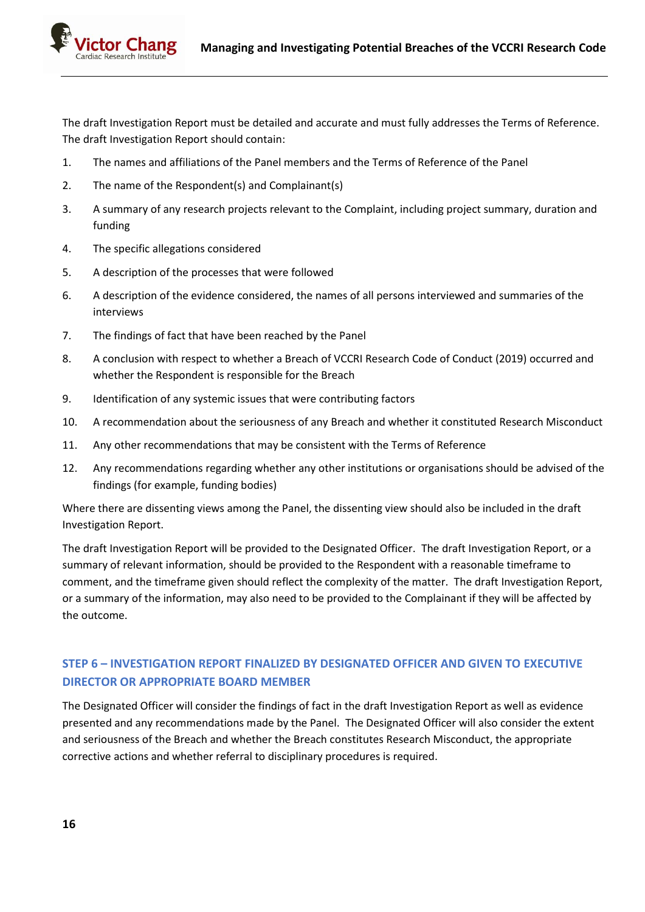The draft Investigation Report must be detailed and accurate and must fully addresses the Terms of Reference. The draft Investigation Report should contain:

1. The names and affiliations of the Panel members and the Terms of Reference of the Panel
2. The name of the Respondent(s) and Complainant(s)
3. A summary of any research projects relevant to the Complaint, including project summary, duration and funding
4. The specific allegations considered
5. A description of the processes that were followed
6. A description of the evidence considered, the names of all persons interviewed and summaries of the interviews
7. The findings of fact that have been reached by the Panel
8. A conclusion with respect to whether a Breach of VCCRI Research Code of Conduct (2019) occurred and whether the Respondent is responsible for the Breach
9. Identification of any systemic issues that were contributing factors
10. A recommendation about the seriousness of any Breach and whether it constituted Research Misconduct
11. Any other recommendations that may be consistent with the Terms of Reference
12. Any recommendations regarding whether any other institutions or organisations should be advised of the findings (for example, funding bodies)

Where there are dissenting views among the Panel, the dissenting view should also be included in the draft Investigation Report.

The draft Investigation Report will be provided to the Designated Officer. The draft Investigation Report, or a summary of relevant information, should be provided to the Respondent with a reasonable timeframe to comment, and the timeframe given should reflect the complexity of the matter. The draft Investigation Report, or a summary of the information, may also need to be provided to the Complainant if they will be affected by the outcome.

## STEP 6 – INVESTIGATION REPORT FINALIZED BY DESIGNATED OFFICER AND GIVEN TO EXECUTIVE DIRECTOR OR APPROPRIATE BOARD MEMBER

The Designated Officer will consider the findings of fact in the draft Investigation Report as well as evidence presented and any recommendations made by the Panel. The Designated Officer will also consider the extent and seriousness of the Breach and whether the Breach constitutes Research Misconduct, the appropriate corrective actions and whether referral to disciplinary procedures is required.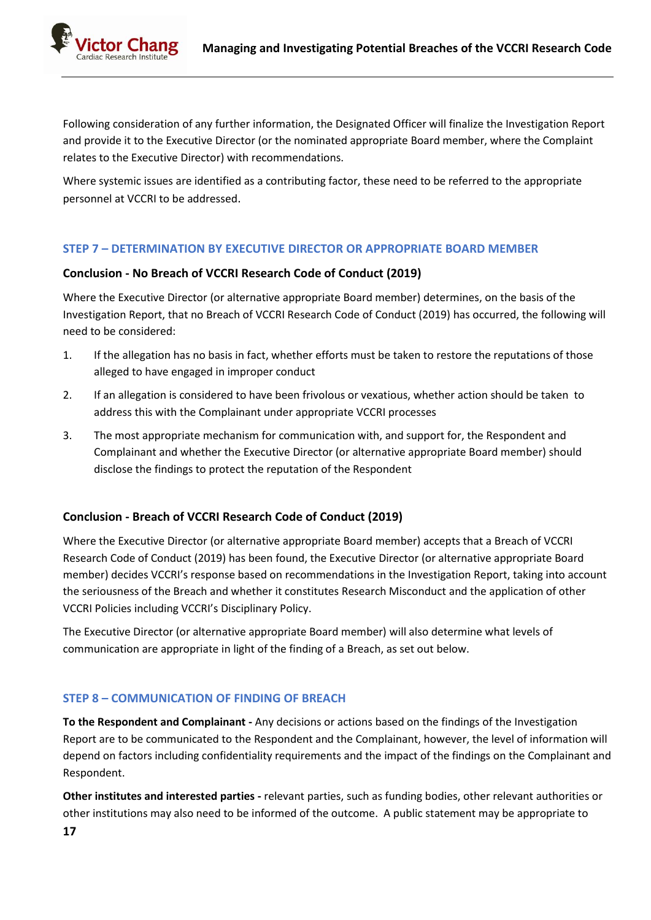Following consideration of any further information, the Designated Officer will finalize the Investigation Report and provide it to the Executive Director (or the nominated appropriate Board member, where the Complaint relates to the Executive Director) with recommendations.

Where systemic issues are identified as a contributing factor, these need to be referred to the appropriate personnel at VCCRI to be addressed.

## STEP 7 – DETERMINATION BY EXECUTIVE DIRECTOR OR APPROPRIATE BOARD MEMBER

### Conclusion - No Breach of VCCRI Research Code of Conduct (2019)

Where the Executive Director (or alternative appropriate Board member) determines, on the basis of the Investigation Report, that no Breach of VCCRI Research Code of Conduct (2019) has occurred, the following will need to be considered:

1. If the allegation has no basis in fact, whether efforts must be taken to restore the reputations of those alleged to have engaged in improper conduct
2. If an allegation is considered to have been frivolous or vexatious, whether action should be taken to address this with the Complainant under appropriate VCCRI processes
3. The most appropriate mechanism for communication with, and support for, the Respondent and Complainant and whether the Executive Director (or alternative appropriate Board member) should disclose the findings to protect the reputation of the Respondent

### Conclusion - Breach of VCCRI Research Code of Conduct (2019)

Where the Executive Director (or alternative appropriate Board member) accepts that a Breach of VCCRI Research Code of Conduct (2019) has been found, the Executive Director (or alternative appropriate Board member) decides VCCRI's response based on recommendations in the Investigation Report, taking into account the seriousness of the Breach and whether it constitutes Research Misconduct and the application of other VCCRI Policies including VCCRI's Disciplinary Policy.

The Executive Director (or alternative appropriate Board member) will also determine what levels of communication are appropriate in light of the finding of a Breach, as set out below.

## STEP 8 – COMMUNICATION OF FINDING OF BREACH

**To the Respondent and Complainant -** Any decisions or actions based on the findings of the Investigation Report are to be communicated to the Respondent and the Complainant, however, the level of information will depend on factors including confidentiality requirements and the impact of the findings on the Complainant and Respondent.

**Other institutes and interested parties -** relevant parties, such as funding bodies, other relevant authorities or other institutions may also need to be informed of the outcome. A public statement may be appropriate to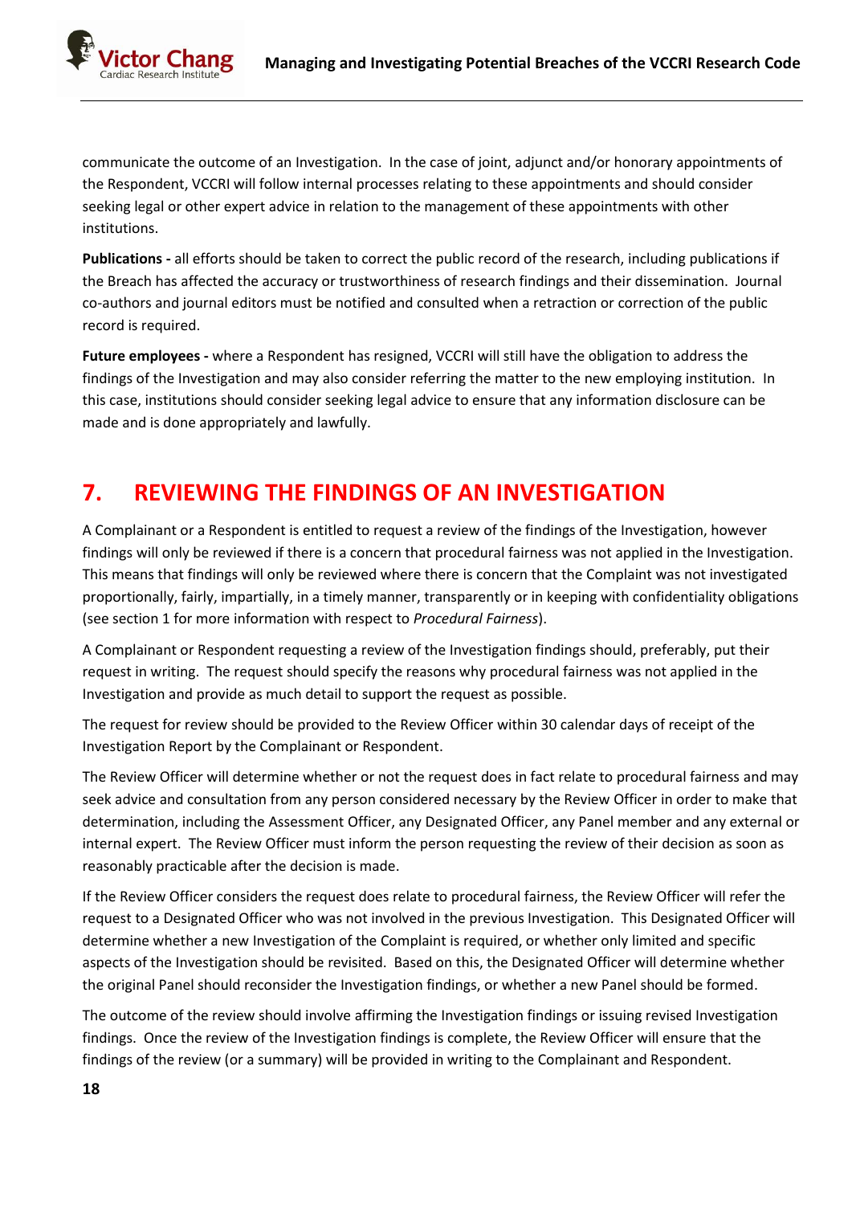communicate the outcome of an Investigation. In the case of joint, adjunct and/or honorary appointments of the Respondent, VCCRI will follow internal processes relating to these appointments and should consider seeking legal or other expert advice in relation to the management of these appointments with other institutions.

**Publications -** all efforts should be taken to correct the public record of the research, including publications if the Breach has affected the accuracy or trustworthiness of research findings and their dissemination. Journal co-authors and journal editors must be notified and consulted when a retraction or correction of the public record is required.

**Future employees -** where a Respondent has resigned, VCCRI will still have the obligation to address the findings of the Investigation and may also consider referring the matter to the new employing institution. In this case, institutions should consider seeking legal advice to ensure that any information disclosure can be made and is done appropriately and lawfully.

# 7. REVIEWING THE FINDINGS OF AN INVESTIGATION

A Complainant or a Respondent is entitled to request a review of the findings of the Investigation, however findings will only be reviewed if there is a concern that procedural fairness was not applied in the Investigation. This means that findings will only be reviewed where there is concern that the Complaint was not investigated proportionally, fairly, impartially, in a timely manner, transparently or in keeping with confidentiality obligations (see section 1 for more information with respect to *Procedural Fairness*).

A Complainant or Respondent requesting a review of the Investigation findings should, preferably, put their request in writing. The request should specify the reasons why procedural fairness was not applied in the Investigation and provide as much detail to support the request as possible.

The request for review should be provided to the Review Officer within 30 calendar days of receipt of the Investigation Report by the Complainant or Respondent.

The Review Officer will determine whether or not the request does in fact relate to procedural fairness and may seek advice and consultation from any person considered necessary by the Review Officer in order to make that determination, including the Assessment Officer, any Designated Officer, any Panel member and any external or internal expert. The Review Officer must inform the person requesting the review of their decision as soon as reasonably practicable after the decision is made.

If the Review Officer considers the request does relate to procedural fairness, the Review Officer will refer the request to a Designated Officer who was not involved in the previous Investigation. This Designated Officer will determine whether a new Investigation of the Complaint is required, or whether only limited and specific aspects of the Investigation should be revisited. Based on this, the Designated Officer will determine whether the original Panel should reconsider the Investigation findings, or whether a new Panel should be formed.

The outcome of the review should involve affirming the Investigation findings or issuing revised Investigation findings. Once the review of the Investigation findings is complete, the Review Officer will ensure that the findings of the review (or a summary) will be provided in writing to the Complainant and Respondent.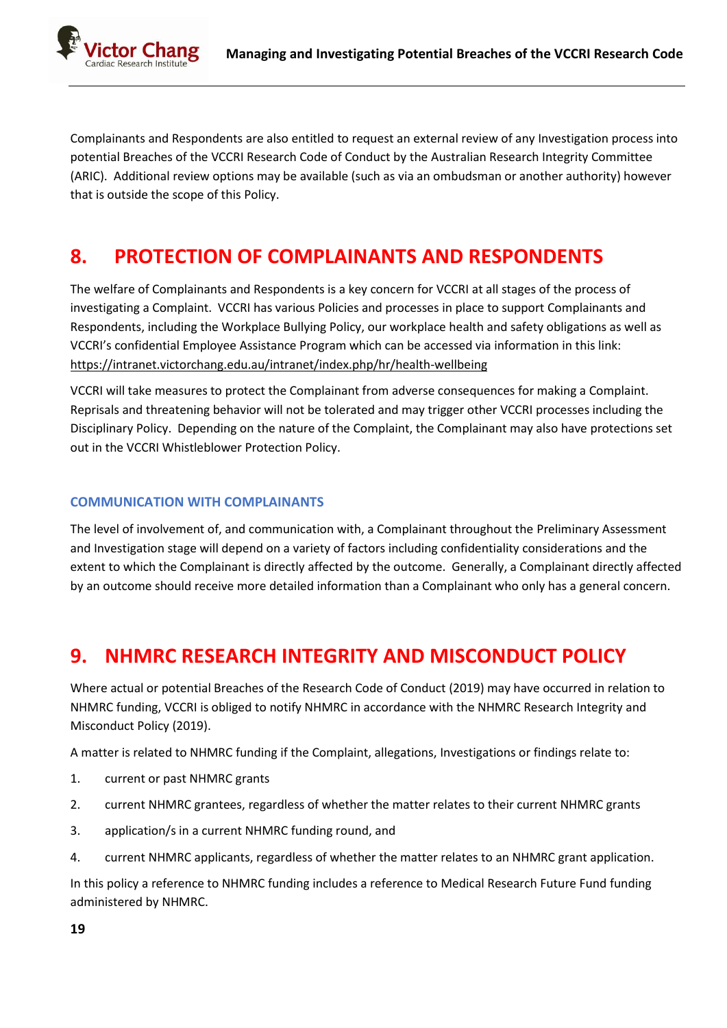Complainants and Respondents are also entitled to request an external review of any Investigation process into potential Breaches of the VCCRI Research Code of Conduct by the Australian Research Integrity Committee (ARIC). Additional review options may be available (such as via an ombudsman or another authority) however that is outside the scope of this Policy.

# 8. PROTECTION OF COMPLAINANTS AND RESPONDENTS

The welfare of Complainants and Respondents is a key concern for VCCRI at all stages of the process of investigating a Complaint. VCCRI has various Policies and processes in place to support Complainants and Respondents, including the Workplace Bullying Policy, our workplace health and safety obligations as well as VCCRI's confidential Employee Assistance Program which can be accessed via information in this link: https://intranet.victorchang.edu.au/intranet/index.php/hr/health-wellbeing

VCCRI will take measures to protect the Complainant from adverse consequences for making a Complaint. Reprisals and threatening behavior will not be tolerated and may trigger other VCCRI processes including the Disciplinary Policy. Depending on the nature of the Complaint, the Complainant may also have protections set out in the VCCRI Whistleblower Protection Policy.

### COMMUNICATION WITH COMPLAINANTS

The level of involvement of, and communication with, a Complainant throughout the Preliminary Assessment and Investigation stage will depend on a variety of factors including confidentiality considerations and the extent to which the Complainant is directly affected by the outcome. Generally, a Complainant directly affected by an outcome should receive more detailed information than a Complainant who only has a general concern.

# 9. NHMRC RESEARCH INTEGRITY AND MISCONDUCT POLICY

Where actual or potential Breaches of the Research Code of Conduct (2019) may have occurred in relation to NHMRC funding, VCCRI is obliged to notify NHMRC in accordance with the NHMRC Research Integrity and Misconduct Policy (2019).

A matter is related to NHMRC funding if the Complaint, allegations, Investigations or findings relate to:

1. current or past NHMRC grants
2. current NHMRC grantees, regardless of whether the matter relates to their current NHMRC grants
3. application/s in a current NHMRC funding round, and
4. current NHMRC applicants, regardless of whether the matter relates to an NHMRC grant application.

In this policy a reference to NHMRC funding includes a reference to Medical Research Future Fund funding administered by NHMRC.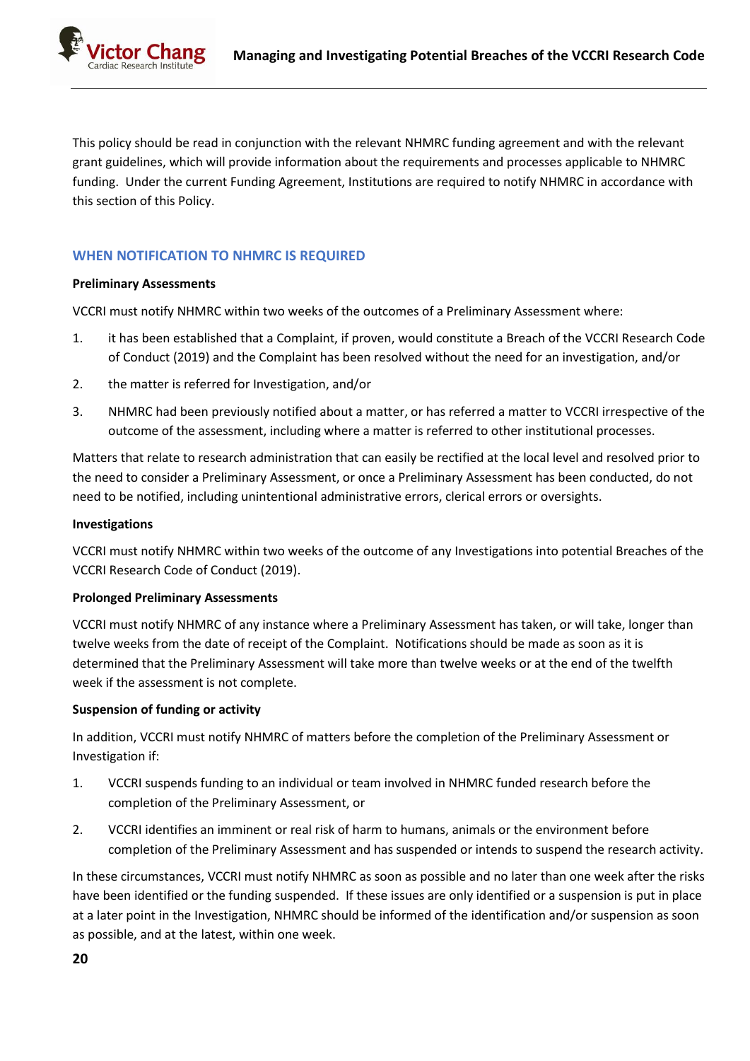This policy should be read in conjunction with the relevant NHMRC funding agreement and with the relevant grant guidelines, which will provide information about the requirements and processes applicable to NHMRC funding. Under the current Funding Agreement, Institutions are required to notify NHMRC in accordance with this section of this Policy.

## WHEN NOTIFICATION TO NHMRC IS REQUIRED

**Preliminary Assessments**

VCCRI must notify NHMRC within two weeks of the outcomes of a Preliminary Assessment where:

1. it has been established that a Complaint, if proven, would constitute a Breach of the VCCRI Research Code of Conduct (2019) and the Complaint has been resolved without the need for an investigation, and/or
2. the matter is referred for Investigation, and/or
3. NHMRC had been previously notified about a matter, or has referred a matter to VCCRI irrespective of the outcome of the assessment, including where a matter is referred to other institutional processes.

Matters that relate to research administration that can easily be rectified at the local level and resolved prior to the need to consider a Preliminary Assessment, or once a Preliminary Assessment has been conducted, do not need to be notified, including unintentional administrative errors, clerical errors or oversights.

**Investigations**

VCCRI must notify NHMRC within two weeks of the outcome of any Investigations into potential Breaches of the VCCRI Research Code of Conduct (2019).

**Prolonged Preliminary Assessments**

VCCRI must notify NHMRC of any instance where a Preliminary Assessment has taken, or will take, longer than twelve weeks from the date of receipt of the Complaint. Notifications should be made as soon as it is determined that the Preliminary Assessment will take more than twelve weeks or at the end of the twelfth week if the assessment is not complete.

**Suspension of funding or activity**

In addition, VCCRI must notify NHMRC of matters before the completion of the Preliminary Assessment or Investigation if:

1. VCCRI suspends funding to an individual or team involved in NHMRC funded research before the completion of the Preliminary Assessment, or
2. VCCRI identifies an imminent or real risk of harm to humans, animals or the environment before completion of the Preliminary Assessment and has suspended or intends to suspend the research activity.

In these circumstances, VCCRI must notify NHMRC as soon as possible and no later than one week after the risks have been identified or the funding suspended. If these issues are only identified or a suspension is put in place at a later point in the Investigation, NHMRC should be informed of the identification and/or suspension as soon as possible, and at the latest, within one week.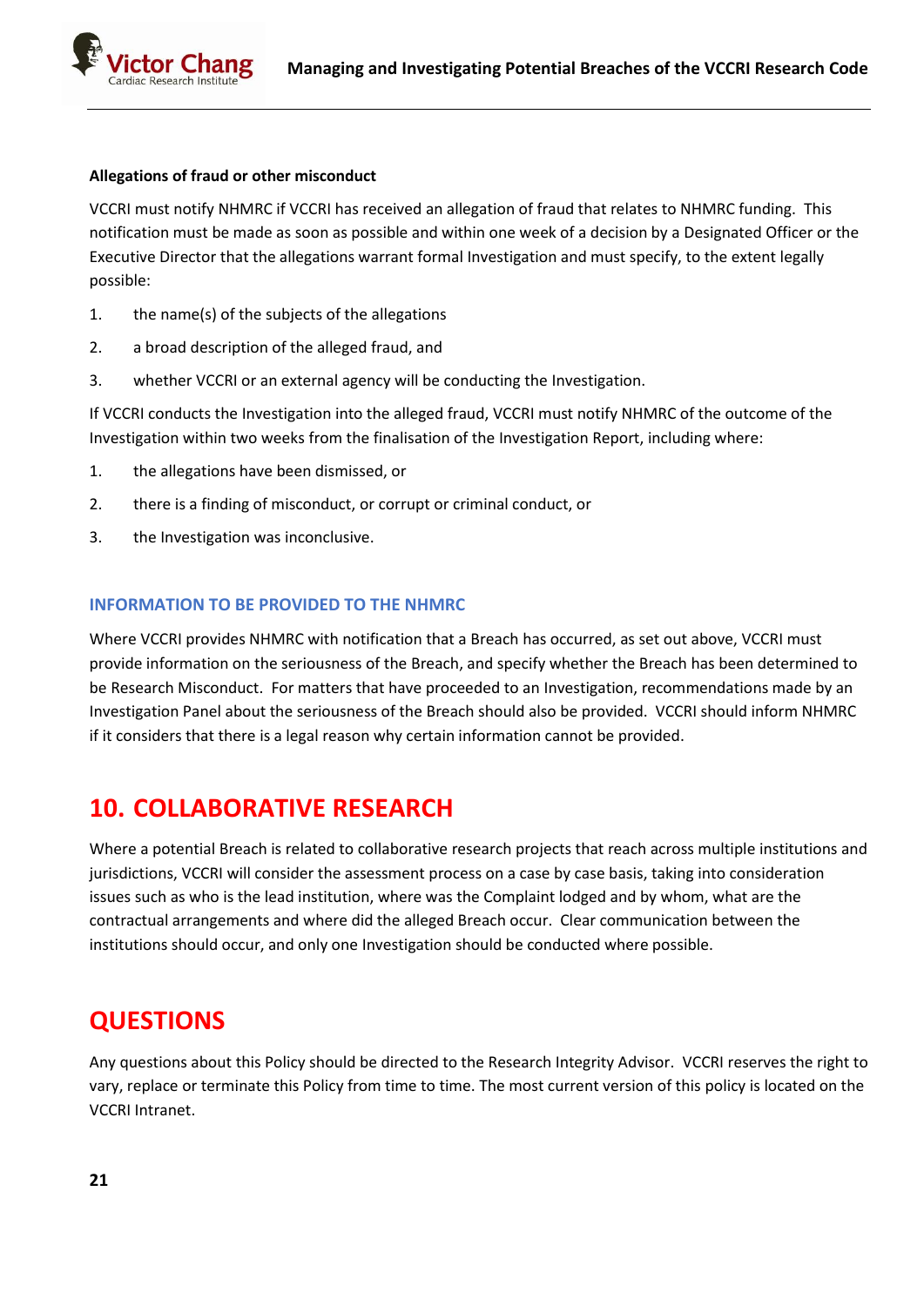**Allegations of fraud or other misconduct**

VCCRI must notify NHMRC if VCCRI has received an allegation of fraud that relates to NHMRC funding. This notification must be made as soon as possible and within one week of a decision by a Designated Officer or the Executive Director that the allegations warrant formal Investigation and must specify, to the extent legally possible:

1. the name(s) of the subjects of the allegations
2. a broad description of the alleged fraud, and
3. whether VCCRI or an external agency will be conducting the Investigation.

If VCCRI conducts the Investigation into the alleged fraud, VCCRI must notify NHMRC of the outcome of the Investigation within two weeks from the finalisation of the Investigation Report, including where:

1. the allegations have been dismissed, or
2. there is a finding of misconduct, or corrupt or criminal conduct, or
3. the Investigation was inconclusive.

### INFORMATION TO BE PROVIDED TO THE NHMRC

Where VCCRI provides NHMRC with notification that a Breach has occurred, as set out above, VCCRI must provide information on the seriousness of the Breach, and specify whether the Breach has been determined to be Research Misconduct. For matters that have proceeded to an Investigation, recommendations made by an Investigation Panel about the seriousness of the Breach should also be provided. VCCRI should inform NHMRC if it considers that there is a legal reason why certain information cannot be provided.

## 10. COLLABORATIVE RESEARCH

Where a potential Breach is related to collaborative research projects that reach across multiple institutions and jurisdictions, VCCRI will consider the assessment process on a case by case basis, taking into consideration issues such as who is the lead institution, where was the Complaint lodged and by whom, what are the contractual arrangements and where did the alleged Breach occur. Clear communication between the institutions should occur, and only one Investigation should be conducted where possible.

## QUESTIONS

Any questions about this Policy should be directed to the Research Integrity Advisor. VCCRI reserves the right to vary, replace or terminate this Policy from time to time. The most current version of this policy is located on the VCCRI Intranet.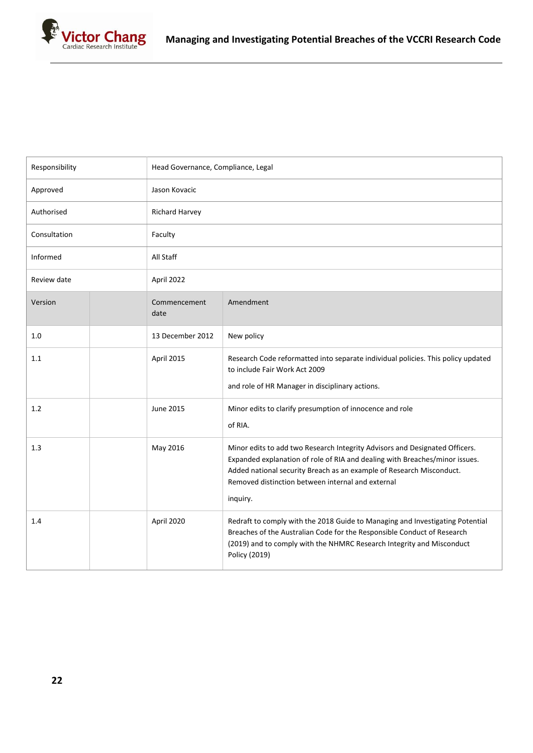| | | |
|---|---|---|
| Responsibility | Head Governance, Compliance, Legal | |
| Approved | Jason Kovacic | |
| Authorised | Richard Harvey | |
| Consultation | Faculty | |
| Informed | All Staff | |
| Review date | April 2022 | |
| **Version** | **Commencement date** | **Amendment** |
| 1.0 | 13 December 2012 | New policy |
| 1.1 | April 2015 | Research Code reformatted into separate individual policies. This policy updated to include Fair Work Act 2009<br><br>and role of HR Manager in disciplinary actions. |
| 1.2 | June 2015 | Minor edits to clarify presumption of innocence and role<br><br>of RIA. |
| 1.3 | May 2016 | Minor edits to add two Research Integrity Advisors and Designated Officers. Expanded explanation of role of RIA and dealing with Breaches/minor issues. Added national security Breach as an example of Research Misconduct. Removed distinction between internal and external<br><br>inquiry. |
| 1.4 | April 2020 | Redraft to comply with the 2018 Guide to Managing and Investigating Potential Breaches of the Australian Code for the Responsible Conduct of Research (2019) and to comply with the NHMRC Research Integrity and Misconduct Policy (2019) |